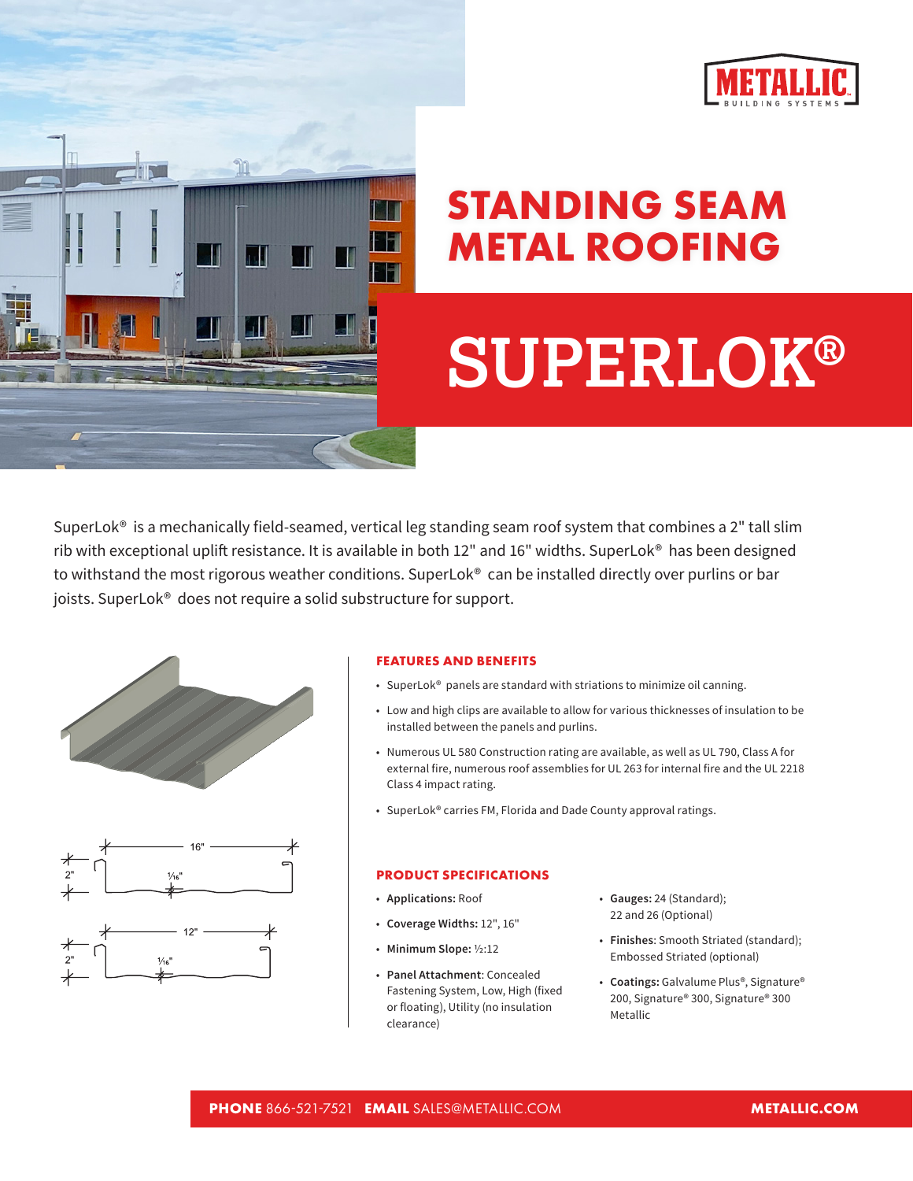METALLIC
BUILDING SYSTEMS

# STANDING SEAM METAL ROOFING

# SUPERLOK®

SuperLok® is a mechanically field-seamed, vertical leg standing seam roof system that combines a 2" tall slim rib with exceptional uplift resistance. It is available in both 12" and 16" widths. SuperLok® has been designed to withstand the most rigorous weather conditions. SuperLok® can be installed directly over purlins or bar joists. SuperLok® does not require a solid substructure for support.

16"
2"
1⁄16"

12"
2"
1⁄16"

## FEATURES AND BENEFITS

- SuperLok® panels are standard with striations to minimize oil canning.
- Low and high clips are available to allow for various thicknesses of insulation to be installed between the panels and purlins.
- Numerous UL 580 Construction rating are available, as well as UL 790, Class A for external fire, numerous roof assemblies for UL 263 for internal fire and the UL 2218 Class 4 impact rating.
- SuperLok® carries FM, Florida and Dade County approval ratings.

## PRODUCT SPECIFICATIONS

- **Applications:** Roof
- **Coverage Widths:** 12", 16"
- **Minimum Slope:** ½:12
- **Panel Attachment**: Concealed Fastening System, Low, High (fixed or floating), Utility (no insulation clearance)
- **Gauges:** 24 (Standard); 22 and 26 (Optional)
- **Finishes**: Smooth Striated (standard); Embossed Striated (optional)
- **Coatings:** Galvalume Plus®, Signature® 200, Signature® 300, Signature® 300 Metallic

**PHONE** 866-521-7521 **EMAIL** SALES@METALLIC.COM **METALLIC.COM**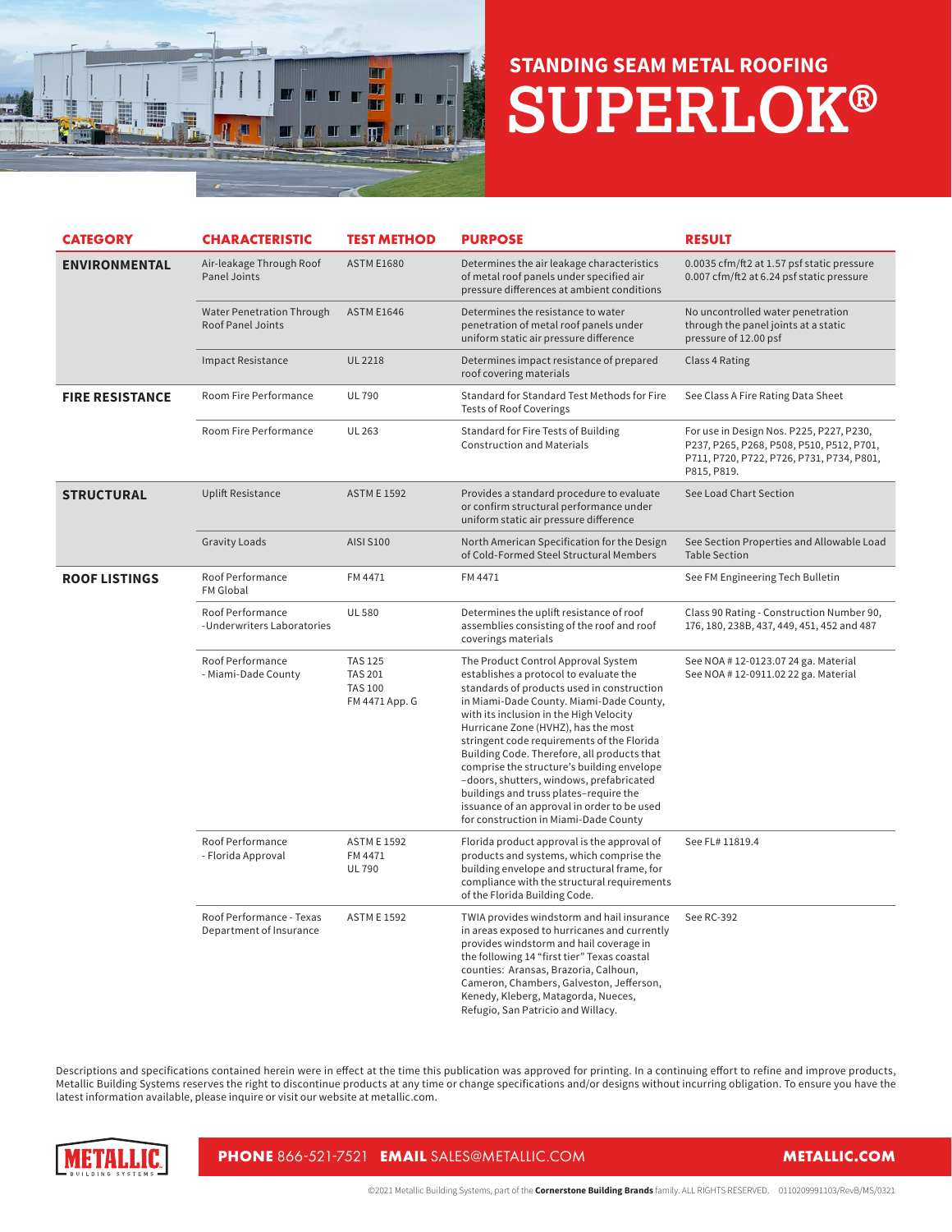## STANDING SEAM METAL ROOFING

# SUPERLOK®

| CATEGORY | CHARACTERISTIC | TEST METHOD | PURPOSE | RESULT |
|---|---|---|---|---|
| **ENVIRONMENTAL** | Air-leakage Through Roof Panel Joints | ASTM E1680 | Determines the air leakage characteristics of metal roof panels under specified air pressure differences at ambient conditions | 0.0035 cfm/ft2 at 1.57 psf static pressure<br>0.007 cfm/ft2 at 6.24 psf static pressure |
| | Water Penetration Through Roof Panel Joints | ASTM E1646 | Determines the resistance to water penetration of metal roof panels under uniform static air pressure difference | No uncontrolled water penetration through the panel joints at a static pressure of 12.00 psf |
| | Impact Resistance | UL 2218 | Determines impact resistance of prepared roof covering materials | Class 4 Rating |
| **FIRE RESISTANCE** | Room Fire Performance | UL 790 | Standard for Standard Test Methods for Fire Tests of Roof Coverings | See Class A Fire Rating Data Sheet |
| | Room Fire Performance | UL 263 | Standard for Fire Tests of Building Construction and Materials | For use in Design Nos. P225, P227, P230, P237, P265, P268, P508, P510, P512, P701, P711, P720, P722, P726, P731, P734, P801, P815, P819. |
| **STRUCTURAL** | Uplift Resistance | ASTM E 1592 | Provides a standard procedure to evaluate or confirm structural performance under uniform static air pressure difference | See Load Chart Section |
| | Gravity Loads | AISI S100 | North American Specification for the Design of Cold-Formed Steel Structural Members | See Section Properties and Allowable Load Table Section |
| **ROOF LISTINGS** | Roof Performance FM Global | FM 4471 | FM 4471 | See FM Engineering Tech Bulletin |
| | Roof Performance -Underwriters Laboratories | UL 580 | Determines the uplift resistance of roof assemblies consisting of the roof and roof coverings materials | Class 90 Rating - Construction Number 90, 176, 180, 238B, 437, 449, 451, 452 and 487 |
| | Roof Performance - Miami-Dade County | TAS 125<br>TAS 201<br>TAS 100<br>FM 4471 App. G | The Product Control Approval System establishes a protocol to evaluate the standards of products used in construction in Miami-Dade County. Miami-Dade County, with its inclusion in the High Velocity Hurricane Zone (HVHZ), has the most stringent code requirements of the Florida Building Code. Therefore, all products that comprise the structure's building envelope –doors, shutters, windows, prefabricated buildings and truss plates–require the issuance of an approval in order to be used for construction in Miami-Dade County | See NOA # 12-0123.07 24 ga. Material<br>See NOA # 12-0911.02 22 ga. Material |
| | Roof Performance - Florida Approval | ASTM E 1592<br>FM 4471<br>UL 790 | Florida product approval is the approval of products and systems, which comprise the building envelope and structural frame, for compliance with the structural requirements of the Florida Building Code. | See FL# 11819.4 |
| | Roof Performance - Texas Department of Insurance | ASTM E 1592 | TWIA provides windstorm and hail insurance in areas exposed to hurricanes and currently provides windstorm and hail coverage in the following 14 "first tier" Texas coastal counties: Aransas, Brazoria, Calhoun, Cameron, Chambers, Galveston, Jefferson, Kenedy, Kleberg, Matagorda, Nueces, Refugio, San Patricio and Willacy. | See RC-392 |

Descriptions and specifications contained herein were in effect at the time this publication was approved for printing. In a continuing effort to refine and improve products, Metallic Building Systems reserves the right to discontinue products at any time or change specifications and/or designs without incurring obligation. To ensure you have the latest information available, please inquire or visit our website at metallic.com.

METALLIC BUILDING SYSTEMS

**PHONE** 866-521-7521 **EMAIL** SALES@METALLIC.COM **METALLIC.COM**

©2021 Metallic Building Systems, part of the **Cornerstone Building Brands** family. ALL RIGHTS RESERVED. 0110209991103/RevB/MS/0321